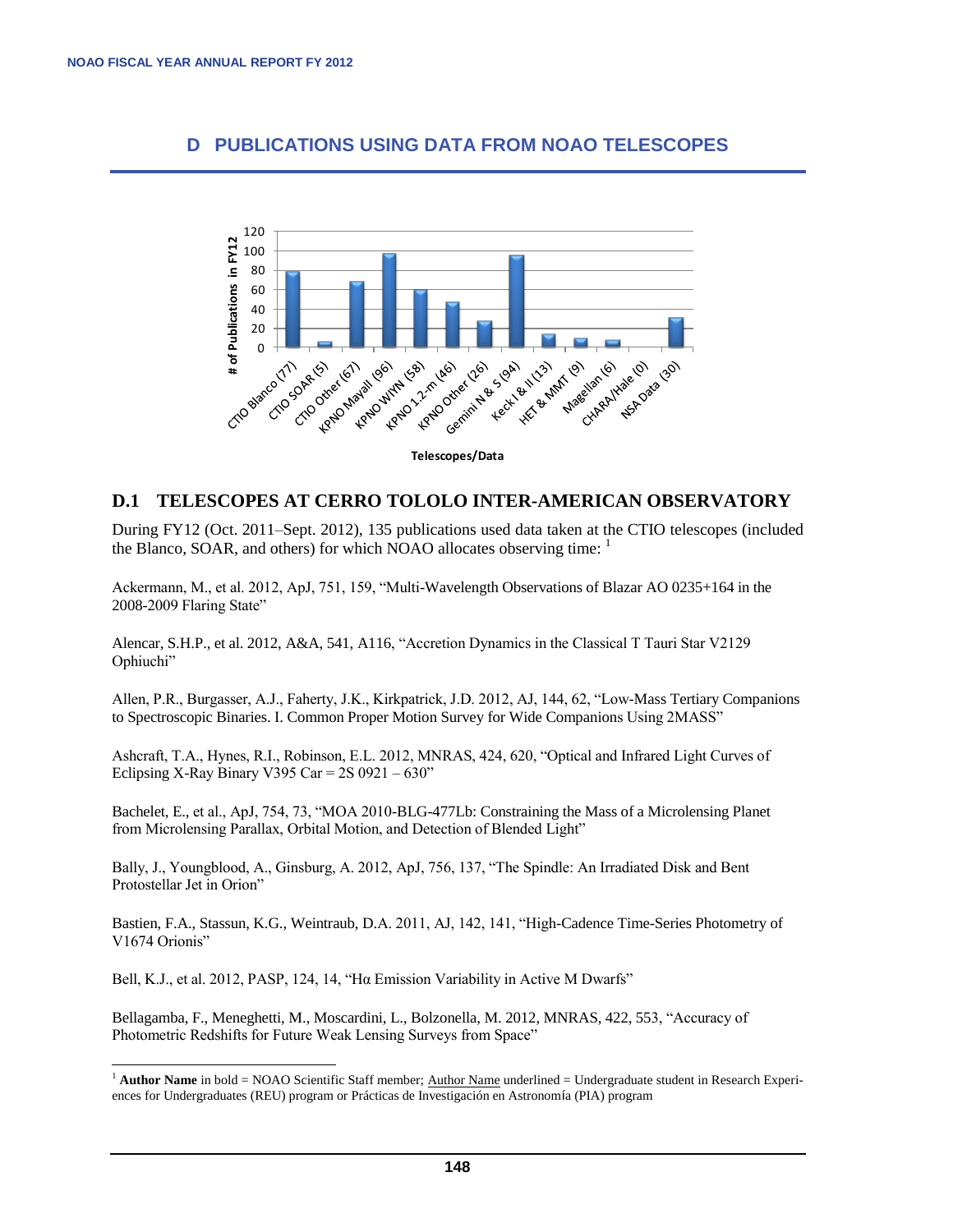# D PUBLICATIONS USING DATA FROM NOAO TELESCOPES

| Telescopes/Data | # of Publications in FY12 |
|---|---|
| CTIO Blanco | 77 |
| CTIO SOAR | 5 |
| CTIO Other | 67 |
| KPNO Mayall | 96 |
| KPNO WIYN | 58 |
| KPNO 1.2-m | 46 |
| KPNO Other | 26 |
| Gemini N & S | 94 |
| Keck I & II | 13 |
| HET & MMT | 9 |
| Magellan | 6 |
| CHARA/Hale | 0 |
| NSA Data | 30 |

## D.1 TELESCOPES AT CERRO TOLOLO INTER-AMERICAN OBSERVATORY

During FY12 (Oct. 2011–Sept. 2012), 135 publications used data taken at the CTIO telescopes (included the Blanco, SOAR, and others) for which NOAO allocates observing time: [1]

Ackermann, M., et al. 2012, ApJ, 751, 159, "Multi-Wavelength Observations of Blazar AO 0235+164 in the 2008-2009 Flaring State"

Alencar, S.H.P., et al. 2012, A&A, 541, A116, "Accretion Dynamics in the Classical T Tauri Star V2129 Ophiuchi"

Allen, P.R., Burgasser, A.J., Faherty, J.K., Kirkpatrick, J.D. 2012, AJ, 144, 62, "Low-Mass Tertiary Companions to Spectroscopic Binaries. I. Common Proper Motion Survey for Wide Companions Using 2MASS"

Ashcraft, T.A., Hynes, R.I., Robinson, E.L. 2012, MNRAS, 424, 620, "Optical and Infrared Light Curves of Eclipsing X-Ray Binary V395 Car = 2S 0921 – 630"

Bachelet, E., et al., ApJ, 754, 73, "MOA 2010-BLG-477Lb: Constraining the Mass of a Microlensing Planet from Microlensing Parallax, Orbital Motion, and Detection of Blended Light"

Bally, J., Youngblood, A., Ginsburg, A. 2012, ApJ, 756, 137, "The Spindle: An Irradiated Disk and Bent Protostellar Jet in Orion"

Bastien, F.A., Stassun, K.G., Weintraub, D.A. 2011, AJ, 142, 141, "High-Cadence Time-Series Photometry of V1674 Orionis"

Bell, K.J., et al. 2012, PASP, 124, 14, "Hα Emission Variability in Active M Dwarfs"

Bellagamba, F., Meneghetti, M., Moscardini, L., Bolzonella, M. 2012, MNRAS, 422, 553, "Accuracy of Photometric Redshifts for Future Weak Lensing Surveys from Space"

---

[1] **Author Name** in bold = NOAO Scientific Staff member; Author Name underlined = Undergraduate student in Research Experiences for Undergraduates (REU) program or Prácticas de Investigación en Astronomía (PIA) program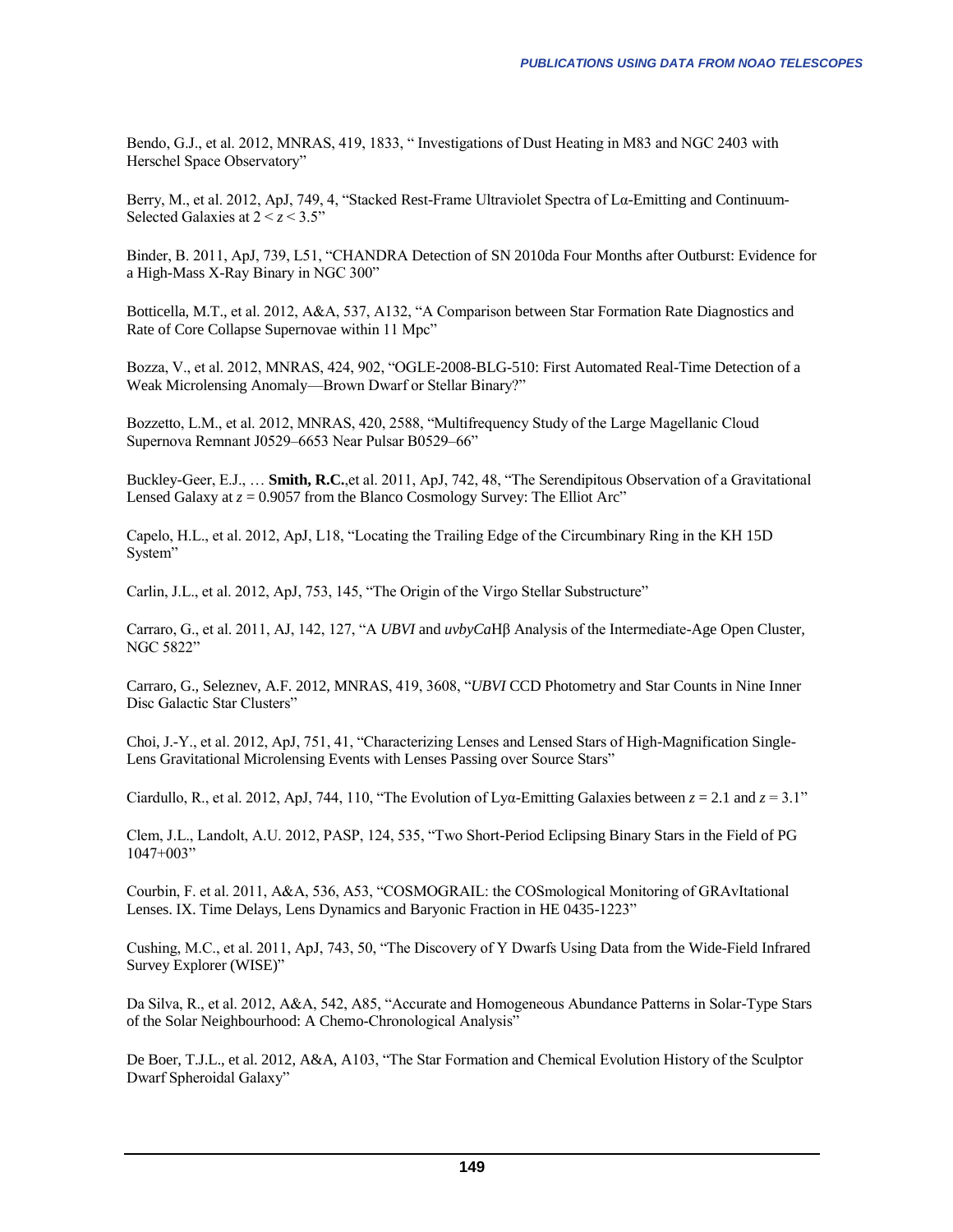Bendo, G.J., et al. 2012, MNRAS, 419, 1833, " Investigations of Dust Heating in M83 and NGC 2403 with Herschel Space Observatory"

Berry, M., et al. 2012, ApJ, 749, 4, "Stacked Rest-Frame Ultraviolet Spectra of Lα-Emitting and Continuum-Selected Galaxies at $2 < z < 3.5$"

Binder, B. 2011, ApJ, 739, L51, "CHANDRA Detection of SN 2010da Four Months after Outburst: Evidence for a High-Mass X-Ray Binary in NGC 300"

Botticella, M.T., et al. 2012, A&A, 537, A132, "A Comparison between Star Formation Rate Diagnostics and Rate of Core Collapse Supernovae within 11 Mpc"

Bozza, V., et al. 2012, MNRAS, 424, 902, "OGLE-2008-BLG-510: First Automated Real-Time Detection of a Weak Microlensing Anomaly—Brown Dwarf or Stellar Binary?"

Bozzetto, L.M., et al. 2012, MNRAS, 420, 2588, "Multifrequency Study of the Large Magellanic Cloud Supernova Remnant J0529–6653 Near Pulsar B0529–66"

Buckley-Geer, E.J., … **Smith, R.C.**,et al. 2011, ApJ, 742, 48, "The Serendipitous Observation of a Gravitational Lensed Galaxy at $z = 0.9057$ from the Blanco Cosmology Survey: The Elliot Arc"

Capelo, H.L., et al. 2012, ApJ, L18, "Locating the Trailing Edge of the Circumbinary Ring in the KH 15D System"

Carlin, J.L., et al. 2012, ApJ, 753, 145, "The Origin of the Virgo Stellar Substructure"

Carraro, G., et al. 2011, AJ, 142, 127, "A *UBVI* and *uvbyCa*Hβ Analysis of the Intermediate-Age Open Cluster, NGC 5822"

Carraro, G., Seleznev, A.F. 2012, MNRAS, 419, 3608, "*UBVI* CCD Photometry and Star Counts in Nine Inner Disc Galactic Star Clusters"

Choi, J.-Y., et al. 2012, ApJ, 751, 41, "Characterizing Lenses and Lensed Stars of High-Magnification Single-Lens Gravitational Microlensing Events with Lenses Passing over Source Stars"

Ciardullo, R., et al. 2012, ApJ, 744, 110, "The Evolution of Lyα-Emitting Galaxies between $z = 2.1$ and $z = 3.1$"

Clem, J.L., Landolt, A.U. 2012, PASP, 124, 535, "Two Short-Period Eclipsing Binary Stars in the Field of PG 1047+003"

Courbin, F. et al. 2011, A&A, 536, A53, "COSMOGRAIL: the COSmological Monitoring of GRAvItational Lenses. IX. Time Delays, Lens Dynamics and Baryonic Fraction in HE 0435-1223"

Cushing, M.C., et al. 2011, ApJ, 743, 50, "The Discovery of Y Dwarfs Using Data from the Wide-Field Infrared Survey Explorer (WISE)"

Da Silva, R., et al. 2012, A&A, 542, A85, "Accurate and Homogeneous Abundance Patterns in Solar-Type Stars of the Solar Neighbourhood: A Chemo-Chronological Analysis"

De Boer, T.J.L., et al. 2012, A&A, A103, "The Star Formation and Chemical Evolution History of the Sculptor Dwarf Spheroidal Galaxy"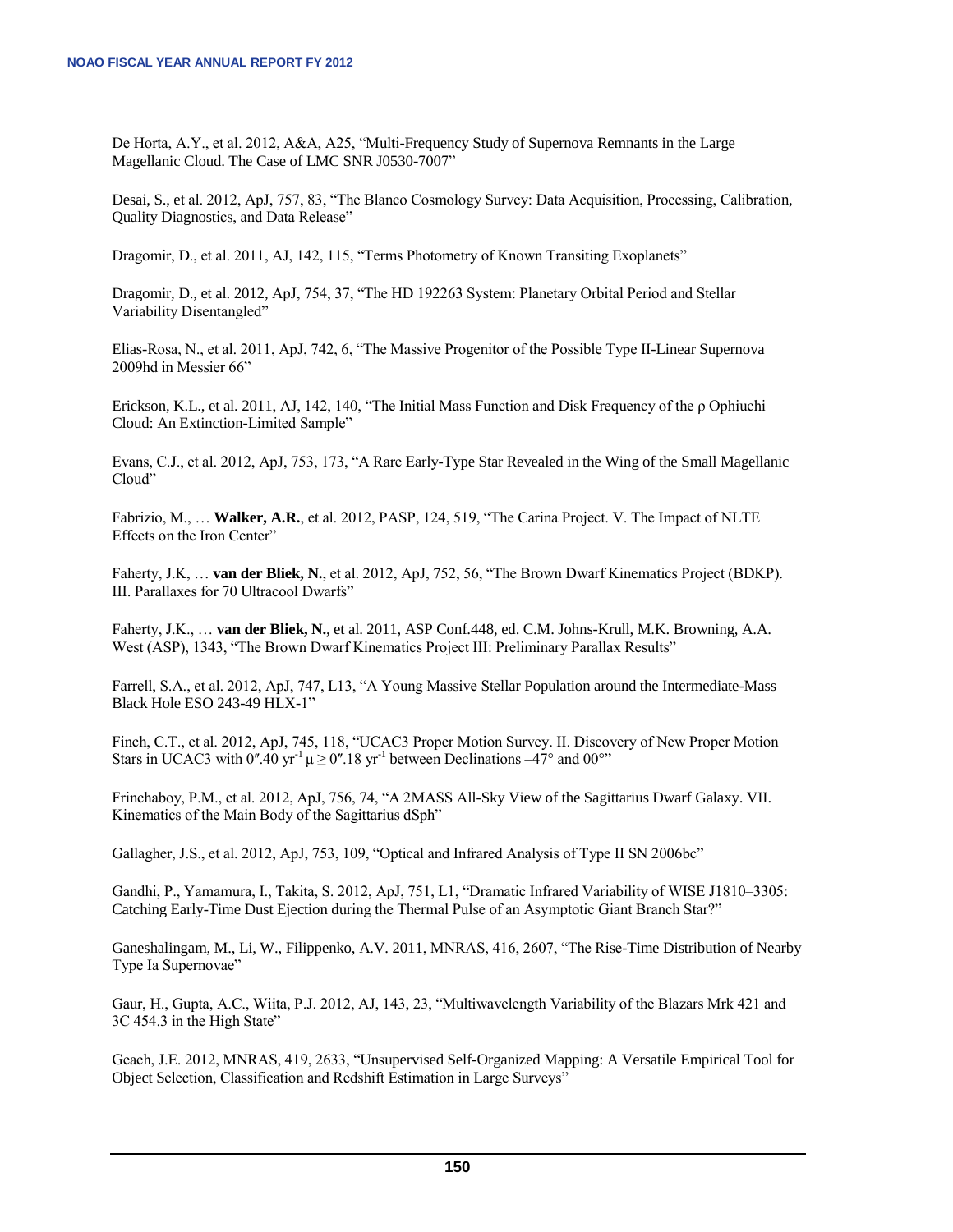De Horta, A.Y., et al. 2012, A&A, A25, "Multi-Frequency Study of Supernova Remnants in the Large Magellanic Cloud. The Case of LMC SNR J0530-7007"

Desai, S., et al. 2012, ApJ, 757, 83, "The Blanco Cosmology Survey: Data Acquisition, Processing, Calibration, Quality Diagnostics, and Data Release"

Dragomir, D., et al. 2011, AJ, 142, 115, "Terms Photometry of Known Transiting Exoplanets"

Dragomir, D., et al. 2012, ApJ, 754, 37, "The HD 192263 System: Planetary Orbital Period and Stellar Variability Disentangled"

Elias-Rosa, N., et al. 2011, ApJ, 742, 6, "The Massive Progenitor of the Possible Type II-Linear Supernova 2009hd in Messier 66"

Erickson, K.L., et al. 2011, AJ, 142, 140, "The Initial Mass Function and Disk Frequency of the ρ Ophiuchi Cloud: An Extinction-Limited Sample"

Evans, C.J., et al. 2012, ApJ, 753, 173, "A Rare Early-Type Star Revealed in the Wing of the Small Magellanic Cloud"

Fabrizio, M., … **Walker, A.R.**, et al. 2012, PASP, 124, 519, "The Carina Project. V. The Impact of NLTE Effects on the Iron Center"

Faherty, J.K, … **van der Bliek, N.**, et al. 2012, ApJ, 752, 56, "The Brown Dwarf Kinematics Project (BDKP). III. Parallaxes for 70 Ultracool Dwarfs"

Faherty, J.K., … **van der Bliek, N.**, et al. 2011, ASP Conf.448, ed. C.M. Johns-Krull, M.K. Browning, A.A. West (ASP), 1343, "The Brown Dwarf Kinematics Project III: Preliminary Parallax Results"

Farrell, S.A., et al. 2012, ApJ, 747, L13, "A Young Massive Stellar Population around the Intermediate-Mass Black Hole ESO 243-49 HLX-1"

Finch, C.T., et al. 2012, ApJ, 745, 118, "UCAC3 Proper Motion Survey. II. Discovery of New Proper Motion Stars in UCAC3 with $0''.40\ \mathrm{yr}^{-1}\ \mu \geq 0''.18\ \mathrm{yr}^{-1}$ between Declinations –47° and 00°"

Frinchaboy, P.M., et al. 2012, ApJ, 756, 74, "A 2MASS All-Sky View of the Sagittarius Dwarf Galaxy. VII. Kinematics of the Main Body of the Sagittarius dSph"

Gallagher, J.S., et al. 2012, ApJ, 753, 109, "Optical and Infrared Analysis of Type II SN 2006bc"

Gandhi, P., Yamamura, I., Takita, S. 2012, ApJ, 751, L1, "Dramatic Infrared Variability of WISE J1810–3305: Catching Early-Time Dust Ejection during the Thermal Pulse of an Asymptotic Giant Branch Star?"

Ganeshalingam, M., Li, W., Filippenko, A.V. 2011, MNRAS, 416, 2607, "The Rise-Time Distribution of Nearby Type Ia Supernovae"

Gaur, H., Gupta, A.C., Wiita, P.J. 2012, AJ, 143, 23, "Multiwavelength Variability of the Blazars Mrk 421 and 3C 454.3 in the High State"

Geach, J.E. 2012, MNRAS, 419, 2633, "Unsupervised Self-Organized Mapping: A Versatile Empirical Tool for Object Selection, Classification and Redshift Estimation in Large Surveys"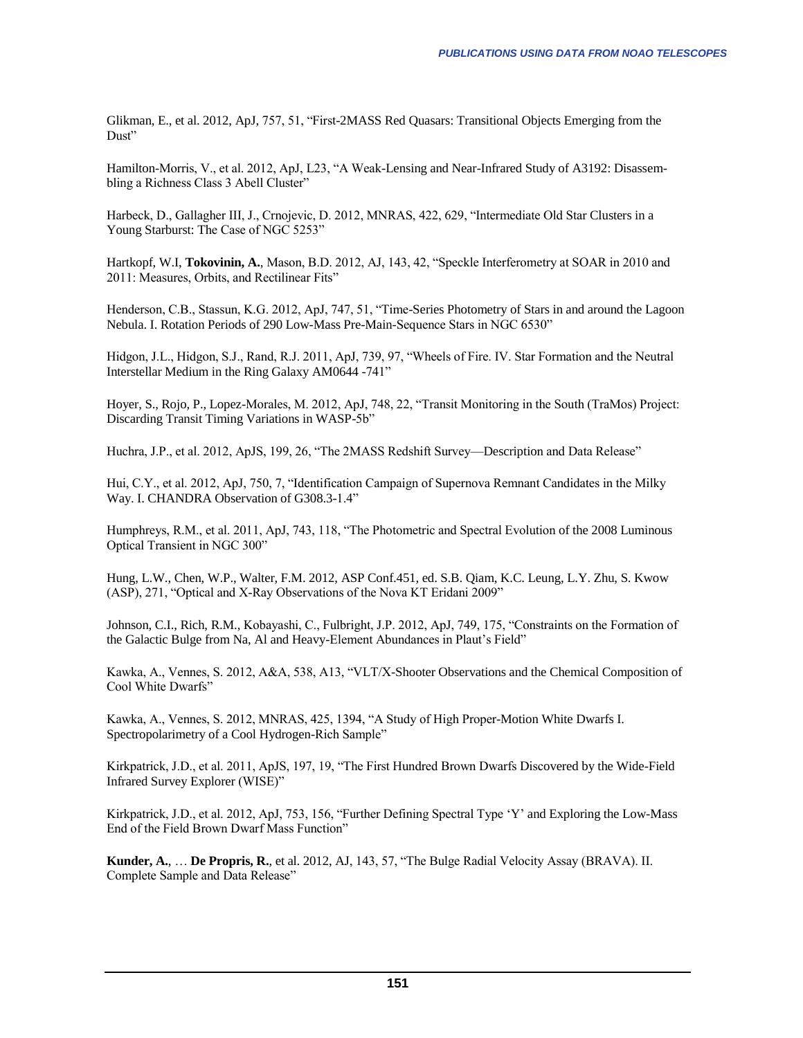Glikman, E., et al. 2012, ApJ, 757, 51, “First-2MASS Red Quasars: Transitional Objects Emerging from the Dust”

Hamilton-Morris, V., et al. 2012, ApJ, L23, “A Weak-Lensing and Near-Infrared Study of A3192: Disassembling a Richness Class 3 Abell Cluster”

Harbeck, D., Gallagher III, J., Crnojevic, D. 2012, MNRAS, 422, 629, “Intermediate Old Star Clusters in a Young Starburst: The Case of NGC 5253”

Hartkopf, W.I, **Tokovinin, A.**, Mason, B.D. 2012, AJ, 143, 42, “Speckle Interferometry at SOAR in 2010 and 2011: Measures, Orbits, and Rectilinear Fits”

Henderson, C.B., Stassun, K.G. 2012, ApJ, 747, 51, “Time-Series Photometry of Stars in and around the Lagoon Nebula. I. Rotation Periods of 290 Low-Mass Pre-Main-Sequence Stars in NGC 6530”

Hidgon, J.L., Hidgon, S.J., Rand, R.J. 2011, ApJ, 739, 97, “Wheels of Fire. IV. Star Formation and the Neutral Interstellar Medium in the Ring Galaxy AM0644 -741”

Hoyer, S., Rojo, P., Lopez-Morales, M. 2012, ApJ, 748, 22, “Transit Monitoring in the South (TraMos) Project: Discarding Transit Timing Variations in WASP-5b”

Huchra, J.P., et al. 2012, ApJS, 199, 26, “The 2MASS Redshift Survey—Description and Data Release”

Hui, C.Y., et al. 2012, ApJ, 750, 7, “Identification Campaign of Supernova Remnant Candidates in the Milky Way. I. CHANDRA Observation of G308.3-1.4”

Humphreys, R.M., et al. 2011, ApJ, 743, 118, “The Photometric and Spectral Evolution of the 2008 Luminous Optical Transient in NGC 300”

Hung, L.W., Chen, W.P., Walter, F.M. 2012, ASP Conf.451, ed. S.B. Qiam, K.C. Leung, L.Y. Zhu, S. Kwow (ASP), 271, “Optical and X-Ray Observations of the Nova KT Eridani 2009”

Johnson, C.I., Rich, R.M., Kobayashi, C., Fulbright, J.P. 2012, ApJ, 749, 175, “Constraints on the Formation of the Galactic Bulge from Na, Al and Heavy-Element Abundances in Plaut’s Field”

Kawka, A., Vennes, S. 2012, A&A, 538, A13, “VLT/X-Shooter Observations and the Chemical Composition of Cool White Dwarfs”

Kawka, A., Vennes, S. 2012, MNRAS, 425, 1394, “A Study of High Proper-Motion White Dwarfs I. Spectropolarimetry of a Cool Hydrogen-Rich Sample”

Kirkpatrick, J.D., et al. 2011, ApJS, 197, 19, “The First Hundred Brown Dwarfs Discovered by the Wide-Field Infrared Survey Explorer (WISE)”

Kirkpatrick, J.D., et al. 2012, ApJ, 753, 156, “Further Defining Spectral Type ‘Y’ and Exploring the Low-Mass End of the Field Brown Dwarf Mass Function”

**Kunder, A.**, … **De Propris, R.**, et al. 2012, AJ, 143, 57, “The Bulge Radial Velocity Assay (BRAVA). II. Complete Sample and Data Release”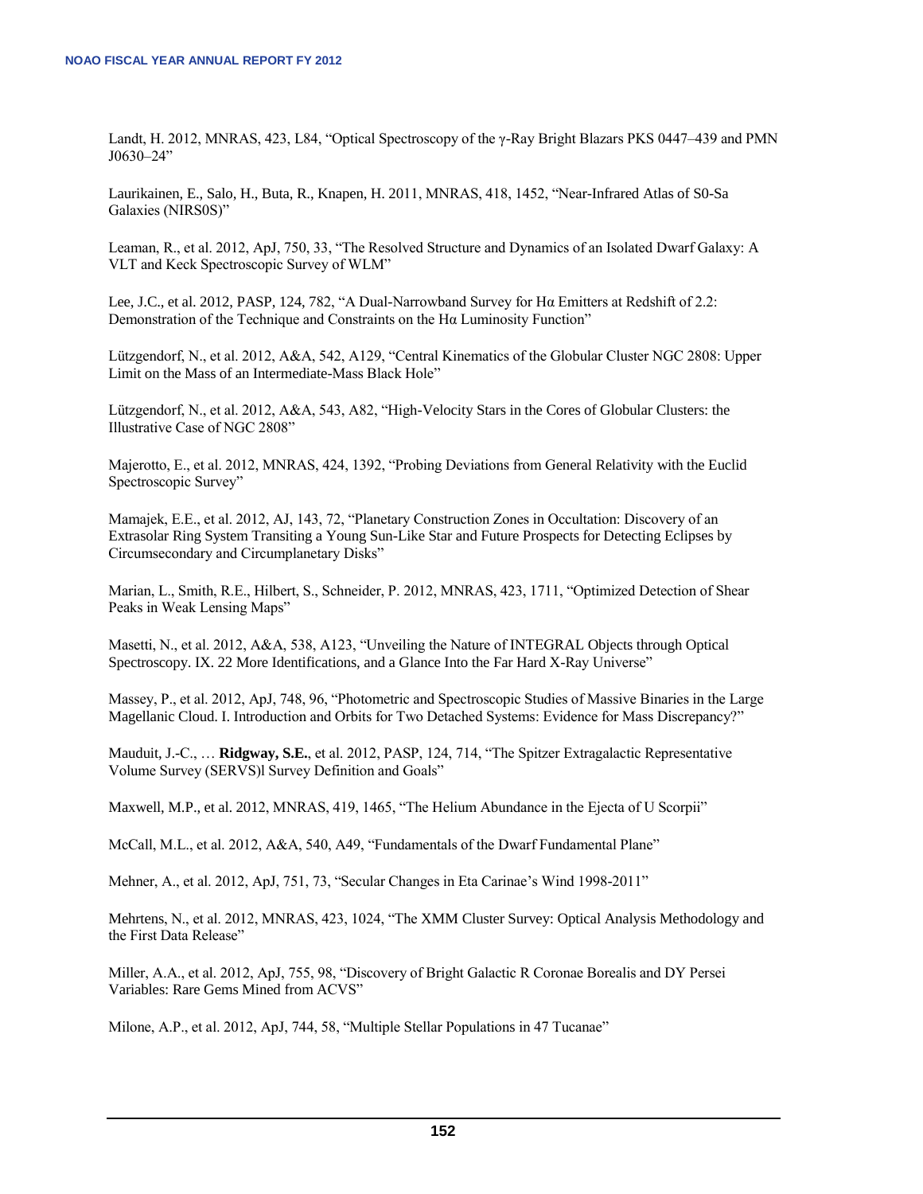Landt, H. 2012, MNRAS, 423, L84, "Optical Spectroscopy of the γ-Ray Bright Blazars PKS 0447–439 and PMN J0630–24"

Laurikainen, E., Salo, H., Buta, R., Knapen, H. 2011, MNRAS, 418, 1452, "Near-Infrared Atlas of S0-Sa Galaxies (NIRS0S)"

Leaman, R., et al. 2012, ApJ, 750, 33, "The Resolved Structure and Dynamics of an Isolated Dwarf Galaxy: A VLT and Keck Spectroscopic Survey of WLM"

Lee, J.C., et al. 2012, PASP, 124, 782, "A Dual-Narrowband Survey for Hα Emitters at Redshift of 2.2: Demonstration of the Technique and Constraints on the Hα Luminosity Function"

Lützgendorf, N., et al. 2012, A&A, 542, A129, "Central Kinematics of the Globular Cluster NGC 2808: Upper Limit on the Mass of an Intermediate-Mass Black Hole"

Lützgendorf, N., et al. 2012, A&A, 543, A82, "High-Velocity Stars in the Cores of Globular Clusters: the Illustrative Case of NGC 2808"

Majerotto, E., et al. 2012, MNRAS, 424, 1392, "Probing Deviations from General Relativity with the Euclid Spectroscopic Survey"

Mamajek, E.E., et al. 2012, AJ, 143, 72, "Planetary Construction Zones in Occultation: Discovery of an Extrasolar Ring System Transiting a Young Sun-Like Star and Future Prospects for Detecting Eclipses by Circumsecondary and Circumplanetary Disks"

Marian, L., Smith, R.E., Hilbert, S., Schneider, P. 2012, MNRAS, 423, 1711, "Optimized Detection of Shear Peaks in Weak Lensing Maps"

Masetti, N., et al. 2012, A&A, 538, A123, "Unveiling the Nature of INTEGRAL Objects through Optical Spectroscopy. IX. 22 More Identifications, and a Glance Into the Far Hard X-Ray Universe"

Massey, P., et al. 2012, ApJ, 748, 96, "Photometric and Spectroscopic Studies of Massive Binaries in the Large Magellanic Cloud. I. Introduction and Orbits for Two Detached Systems: Evidence for Mass Discrepancy?"

Mauduit, J.-C., … **Ridgway, S.E.**, et al. 2012, PASP, 124, 714, "The Spitzer Extragalactic Representative Volume Survey (SERVS)l Survey Definition and Goals"

Maxwell, M.P., et al. 2012, MNRAS, 419, 1465, "The Helium Abundance in the Ejecta of U Scorpii"

McCall, M.L., et al. 2012, A&A, 540, A49, "Fundamentals of the Dwarf Fundamental Plane"

Mehner, A., et al. 2012, ApJ, 751, 73, "Secular Changes in Eta Carinae's Wind 1998-2011"

Mehrtens, N., et al. 2012, MNRAS, 423, 1024, "The XMM Cluster Survey: Optical Analysis Methodology and the First Data Release"

Miller, A.A., et al. 2012, ApJ, 755, 98, "Discovery of Bright Galactic R Coronae Borealis and DY Persei Variables: Rare Gems Mined from ACVS"

Milone, A.P., et al. 2012, ApJ, 744, 58, "Multiple Stellar Populations in 47 Tucanae"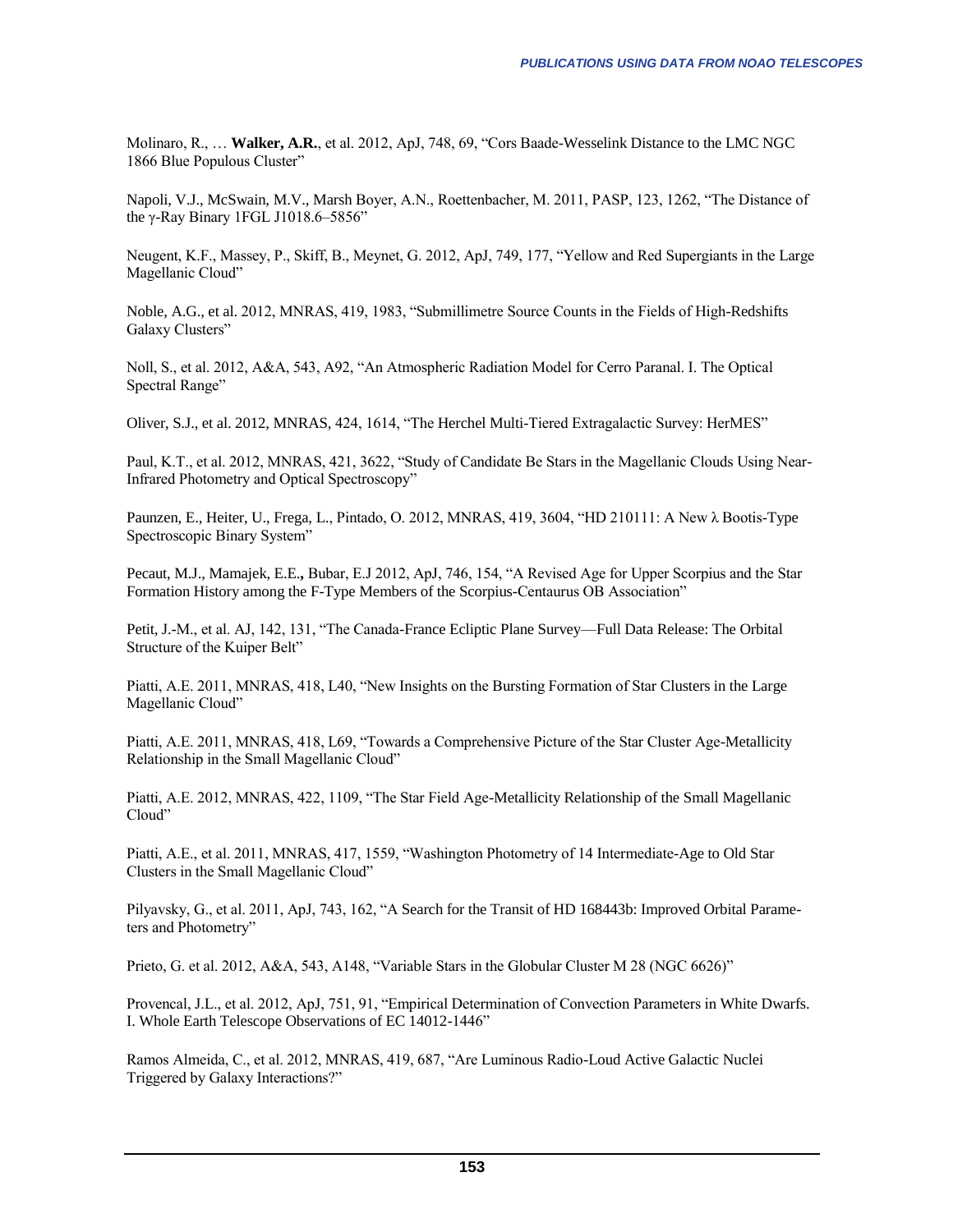Molinaro, R., … **Walker, A.R.**, et al. 2012, ApJ, 748, 69, "Cors Baade-Wesselink Distance to the LMC NGC 1866 Blue Populous Cluster"

Napoli, V.J., McSwain, M.V., Marsh Boyer, A.N., Roettenbacher, M. 2011, PASP, 123, 1262, "The Distance of the γ-Ray Binary 1FGL J1018.6–5856"

Neugent, K.F., Massey, P., Skiff, B., Meynet, G. 2012, ApJ, 749, 177, "Yellow and Red Supergiants in the Large Magellanic Cloud"

Noble, A.G., et al. 2012, MNRAS, 419, 1983, "Submillimetre Source Counts in the Fields of High-Redshifts Galaxy Clusters"

Noll, S., et al. 2012, A&A, 543, A92, "An Atmospheric Radiation Model for Cerro Paranal. I. The Optical Spectral Range"

Oliver, S.J., et al. 2012, MNRAS, 424, 1614, "The Herchel Multi-Tiered Extragalactic Survey: HerMES"

Paul, K.T., et al. 2012, MNRAS, 421, 3622, "Study of Candidate Be Stars in the Magellanic Clouds Using Near-Infrared Photometry and Optical Spectroscopy"

Paunzen, E., Heiter, U., Frega, L., Pintado, O. 2012, MNRAS, 419, 3604, "HD 210111: A New λ Bootis-Type Spectroscopic Binary System"

Pecaut, M.J., Mamajek, E.E.**,** Bubar, E.J 2012, ApJ, 746, 154, "A Revised Age for Upper Scorpius and the Star Formation History among the F-Type Members of the Scorpius-Centaurus OB Association"

Petit, J.-M., et al. AJ, 142, 131, "The Canada-France Ecliptic Plane Survey—Full Data Release: The Orbital Structure of the Kuiper Belt"

Piatti, A.E. 2011, MNRAS, 418, L40, "New Insights on the Bursting Formation of Star Clusters in the Large Magellanic Cloud"

Piatti, A.E. 2011, MNRAS, 418, L69, "Towards a Comprehensive Picture of the Star Cluster Age-Metallicity Relationship in the Small Magellanic Cloud"

Piatti, A.E. 2012, MNRAS, 422, 1109, "The Star Field Age-Metallicity Relationship of the Small Magellanic Cloud"

Piatti, A.E., et al. 2011, MNRAS, 417, 1559, "Washington Photometry of 14 Intermediate-Age to Old Star Clusters in the Small Magellanic Cloud"

Pilyavsky, G., et al. 2011, ApJ, 743, 162, "A Search for the Transit of HD 168443b: Improved Orbital Parameters and Photometry"

Prieto, G. et al. 2012, A&A, 543, A148, "Variable Stars in the Globular Cluster M 28 (NGC 6626)"

Provencal, J.L., et al. 2012, ApJ, 751, 91, "Empirical Determination of Convection Parameters in White Dwarfs. I. Whole Earth Telescope Observations of EC 14012-1446"

Ramos Almeida, C., et al. 2012, MNRAS, 419, 687, "Are Luminous Radio-Loud Active Galactic Nuclei Triggered by Galaxy Interactions?"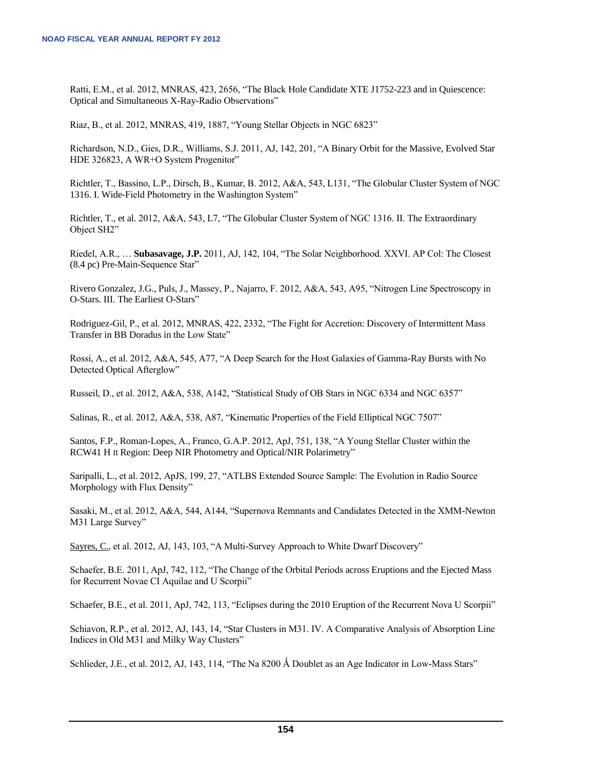Ratti, E.M., et al. 2012, MNRAS, 423, 2656, “The Black Hole Candidate XTE J1752-223 and in Quiescence: Optical and Simultaneous X-Ray-Radio Observations”

Riaz, B., et al. 2012, MNRAS, 419, 1887, “Young Stellar Objects in NGC 6823”

Richardson, N.D., Gies, D.R., Williams, S.J. 2011, AJ, 142, 201, “A Binary Orbit for the Massive, Evolved Star HDE 326823, A WR+O System Progenitor”

Richtler, T., Bassino, L.P., Dirsch, B., Kumar, B. 2012, A&A, 543, L131, “The Globular Cluster System of NGC 1316. I. Wide-Field Photometry in the Washington System”

Richtler, T., et al. 2012, A&A, 543, L7, “The Globular Cluster System of NGC 1316. II. The Extraordinary Object SH2”

Riedel, A.R., … **Subasavage, J.P.** 2011, AJ, 142, 104, “The Solar Neighborhood. XXVI. AP Col: The Closest (8.4 pc) Pre-Main-Sequence Star”

Rivero Gonzalez, J.G., Puls, J., Massey, P., Najarro, F. 2012, A&A, 543, A95, “Nitrogen Line Spectroscopy in O-Stars. III. The Earliest O-Stars”

Rodriguez-Gil, P., et al. 2012, MNRAS, 422, 2332, “The Fight for Accretion: Discovery of Intermittent Mass Transfer in BB Doradus in the Low State”

Rossi, A., et al. 2012, A&A, 545, A77, “A Deep Search for the Host Galaxies of Gamma-Ray Bursts with No Detected Optical Afterglow”

Russeil, D., et al. 2012, A&A, 538, A142, “Statistical Study of OB Stars in NGC 6334 and NGC 6357”

Salinas, R., et al. 2012, A&A, 538, A87, “Kinematic Properties of the Field Elliptical NGC 7507”

Santos, F.P., Roman-Lopes, A., Franco, G.A.P. 2012, ApJ, 751, 138, “A Young Stellar Cluster within the RCW41 H II Region: Deep NIR Photometry and Optical/NIR Polarimetry”

Saripalli, L., et al. 2012, ApJS, 199, 27, “ATLBS Extended Source Sample: The Evolution in Radio Source Morphology with Flux Density”

Sasaki, M., et al. 2012, A&A, 544, A144, “Supernova Remnants and Candidates Detected in the XMM-Newton M31 Large Survey”

Sayres, C., et al. 2012, AJ, 143, 103, “A Multi-Survey Approach to White Dwarf Discovery”

Schaefer, B.E. 2011, ApJ, 742, 112, “The Change of the Orbital Periods across Eruptions and the Ejected Mass for Recurrent Novae CI Aquilae and U Scorpii”

Schaefer, B.E., et al. 2011, ApJ, 742, 113, “Eclipses during the 2010 Eruption of the Recurrent Nova U Scorpii”

Schiavon, R.P., et al. 2012, AJ, 143, 14, “Star Clusters in M31. IV. A Comparative Analysis of Absorption Line Indices in Old M31 and Milky Way Clusters”

Schlieder, J.E., et al. 2012, AJ, 143, 114, “The Na 8200 Å Doublet as an Age Indicator in Low-Mass Stars”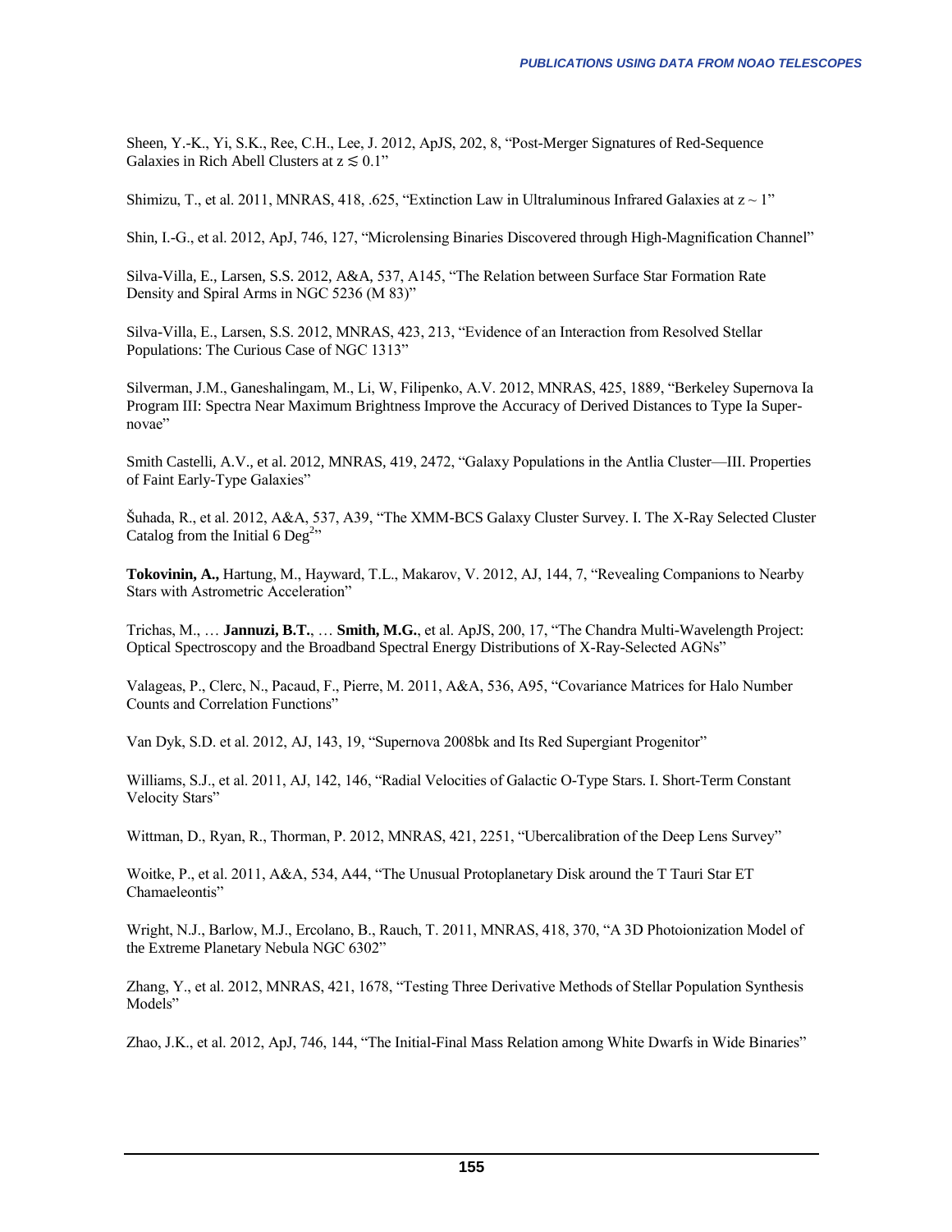Sheen, Y.-K., Yi, S.K., Ree, C.H., Lee, J. 2012, ApJS, 202, 8, "Post-Merger Signatures of Red-Sequence Galaxies in Rich Abell Clusters at z $\lesssim$ 0.1"

Shimizu, T., et al. 2011, MNRAS, 418, .625, "Extinction Law in Ultraluminous Infrared Galaxies at z ~ 1"

Shin, I.-G., et al. 2012, ApJ, 746, 127, "Microlensing Binaries Discovered through High-Magnification Channel"

Silva-Villa, E., Larsen, S.S. 2012, A&A, 537, A145, "The Relation between Surface Star Formation Rate Density and Spiral Arms in NGC 5236 (M 83)"

Silva-Villa, E., Larsen, S.S. 2012, MNRAS, 423, 213, "Evidence of an Interaction from Resolved Stellar Populations: The Curious Case of NGC 1313"

Silverman, J.M., Ganeshalingam, M., Li, W, Filipenko, A.V. 2012, MNRAS, 425, 1889, "Berkeley Supernova Ia Program III: Spectra Near Maximum Brightness Improve the Accuracy of Derived Distances to Type Ia Supernovae"

Smith Castelli, A.V., et al. 2012, MNRAS, 419, 2472, "Galaxy Populations in the Antlia Cluster—III. Properties of Faint Early-Type Galaxies"

Šuhada, R., et al. 2012, A&A, 537, A39, "The XMM-BCS Galaxy Cluster Survey. I. The X-Ray Selected Cluster Catalog from the Initial 6 Deg$^{2}$"

**Tokovinin, A.,** Hartung, M., Hayward, T.L., Makarov, V. 2012, AJ, 144, 7, "Revealing Companions to Nearby Stars with Astrometric Acceleration"

Trichas, M., … **Jannuzi, B.T.**, … **Smith, M.G.**, et al. ApJS, 200, 17, "The Chandra Multi-Wavelength Project: Optical Spectroscopy and the Broadband Spectral Energy Distributions of X-Ray-Selected AGNs"

Valageas, P., Clerc, N., Pacaud, F., Pierre, M. 2011, A&A, 536, A95, "Covariance Matrices for Halo Number Counts and Correlation Functions"

Van Dyk, S.D. et al. 2012, AJ, 143, 19, "Supernova 2008bk and Its Red Supergiant Progenitor"

Williams, S.J., et al. 2011, AJ, 142, 146, "Radial Velocities of Galactic O-Type Stars. I. Short-Term Constant Velocity Stars"

Wittman, D., Ryan, R., Thorman, P. 2012, MNRAS, 421, 2251, "Ubercalibration of the Deep Lens Survey"

Woitke, P., et al. 2011, A&A, 534, A44, "The Unusual Protoplanetary Disk around the T Tauri Star ET Chamaeleontis"

Wright, N.J., Barlow, M.J., Ercolano, B., Rauch, T. 2011, MNRAS, 418, 370, "A 3D Photoionization Model of the Extreme Planetary Nebula NGC 6302"

Zhang, Y., et al. 2012, MNRAS, 421, 1678, "Testing Three Derivative Methods of Stellar Population Synthesis Models"

Zhao, J.K., et al. 2012, ApJ, 746, 144, "The Initial-Final Mass Relation among White Dwarfs in Wide Binaries"